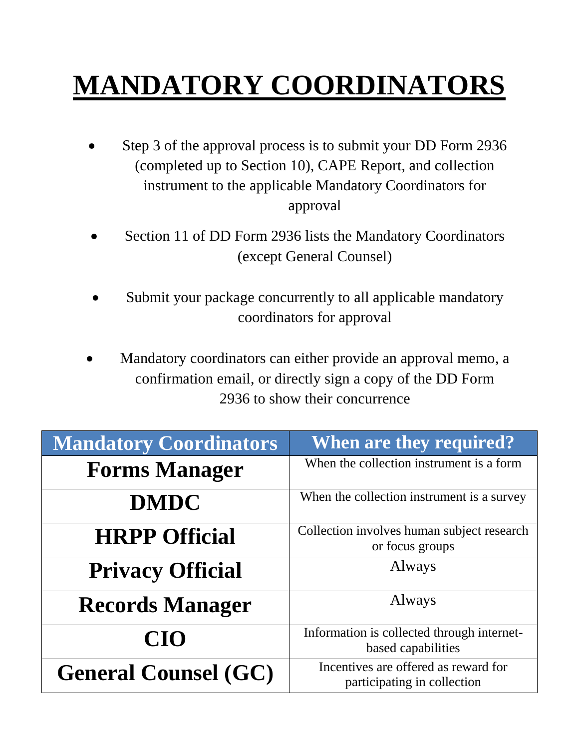# MANDATORY COORDINATORS

- Step 3 of the approval process is to submit your DD Form 2936 (completed up to Section 10), CAPE Report, and collection instrument to the applicable Mandatory Coordinators for approval
- Section 11 of DD Form 2936 lists the Mandatory Coordinators (except General Counsel)
- Submit your package concurrently to all applicable mandatory coordinators for approval
- Mandatory coordinators can either provide an approval memo, a confirmation email, or directly sign a copy of the DD Form 2936 to show their concurrence

| Mandatory Coordinators | When are they required? |
|---|---|
| **Forms Manager** | When the collection instrument is a form |
| **DMDC** | When the collection instrument is a survey |
| **HRPP Official** | Collection involves human subject research or focus groups |
| **Privacy Official** | Always |
| **Records Manager** | Always |
| **CIO** | Information is collected through internet-based capabilities |
| **General Counsel (GC)** | Incentives are offered as reward for participating in collection |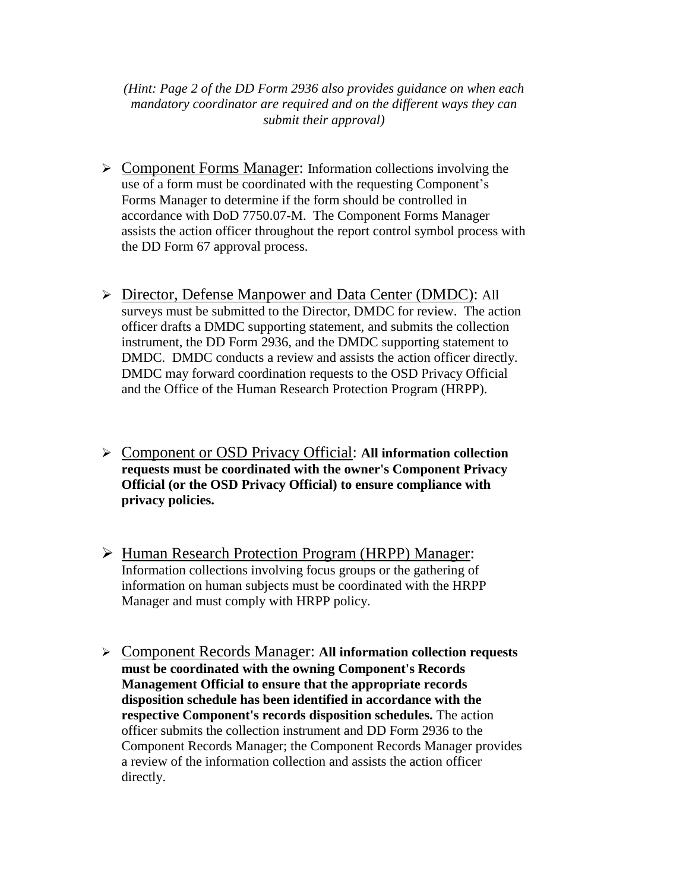*(Hint: Page 2 of the DD Form 2936 also provides guidance on when each mandatory coordinator are required and on the different ways they can submit their approval)*

- Component Forms Manager: Information collections involving the use of a form must be coordinated with the requesting Component's Forms Manager to determine if the form should be controlled in accordance with DoD 7750.07-M. The Component Forms Manager assists the action officer throughout the report control symbol process with the DD Form 67 approval process.

- Director, Defense Manpower and Data Center (DMDC): All surveys must be submitted to the Director, DMDC for review. The action officer drafts a DMDC supporting statement, and submits the collection instrument, the DD Form 2936, and the DMDC supporting statement to DMDC. DMDC conducts a review and assists the action officer directly. DMDC may forward coordination requests to the OSD Privacy Official and the Office of the Human Research Protection Program (HRPP).

- Component or OSD Privacy Official: **All information collection requests must be coordinated with the owner's Component Privacy Official (or the OSD Privacy Official) to ensure compliance with privacy policies.**

- Human Research Protection Program (HRPP) Manager: Information collections involving focus groups or the gathering of information on human subjects must be coordinated with the HRPP Manager and must comply with HRPP policy.

- Component Records Manager: **All information collection requests must be coordinated with the owning Component's Records Management Official to ensure that the appropriate records disposition schedule has been identified in accordance with the respective Component's records disposition schedules.** The action officer submits the collection instrument and DD Form 2936 to the Component Records Manager; the Component Records Manager provides a review of the information collection and assists the action officer directly.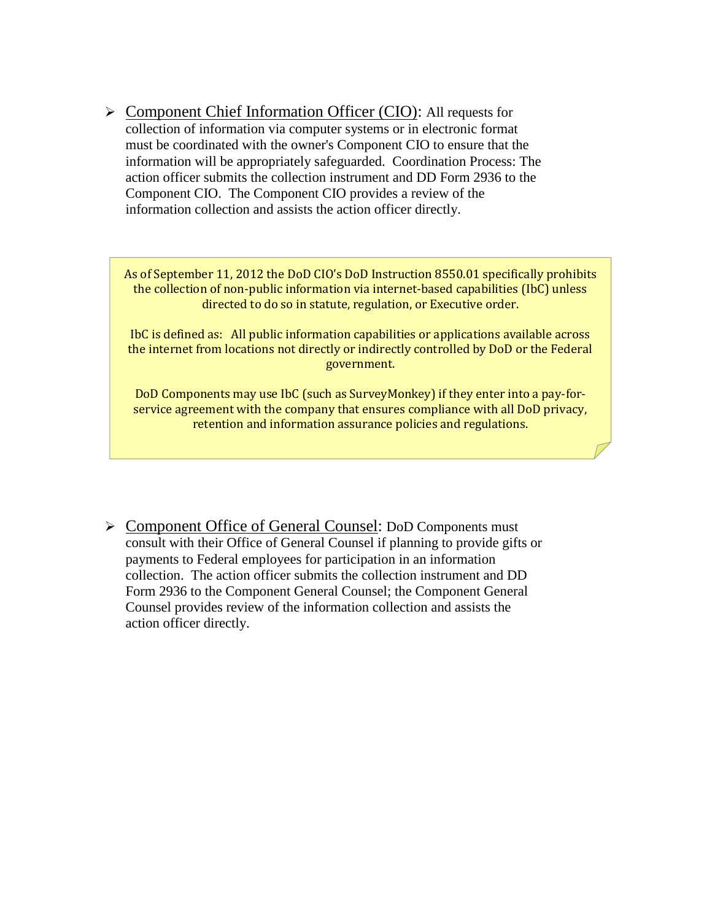- Component Chief Information Officer (CIO): All requests for collection of information via computer systems or in electronic format must be coordinated with the owner's Component CIO to ensure that the information will be appropriately safeguarded. Coordination Process: The action officer submits the collection instrument and DD Form 2936 to the Component CIO. The Component CIO provides a review of the information collection and assists the action officer directly.

> As of September 11, 2012 the DoD CIO's DoD Instruction 8550.01 specifically prohibits the collection of non-public information via internet-based capabilities (IbC) unless directed to do so in statute, regulation, or Executive order.
>
> IbC is defined as: All public information capabilities or applications available across the internet from locations not directly or indirectly controlled by DoD or the Federal government.
>
> DoD Components may use IbC (such as SurveyMonkey) if they enter into a pay-for-service agreement with the company that ensures compliance with all DoD privacy, retention and information assurance policies and regulations.

- Component Office of General Counsel: DoD Components must consult with their Office of General Counsel if planning to provide gifts or payments to Federal employees for participation in an information collection. The action officer submits the collection instrument and DD Form 2936 to the Component General Counsel; the Component General Counsel provides review of the information collection and assists the action officer directly.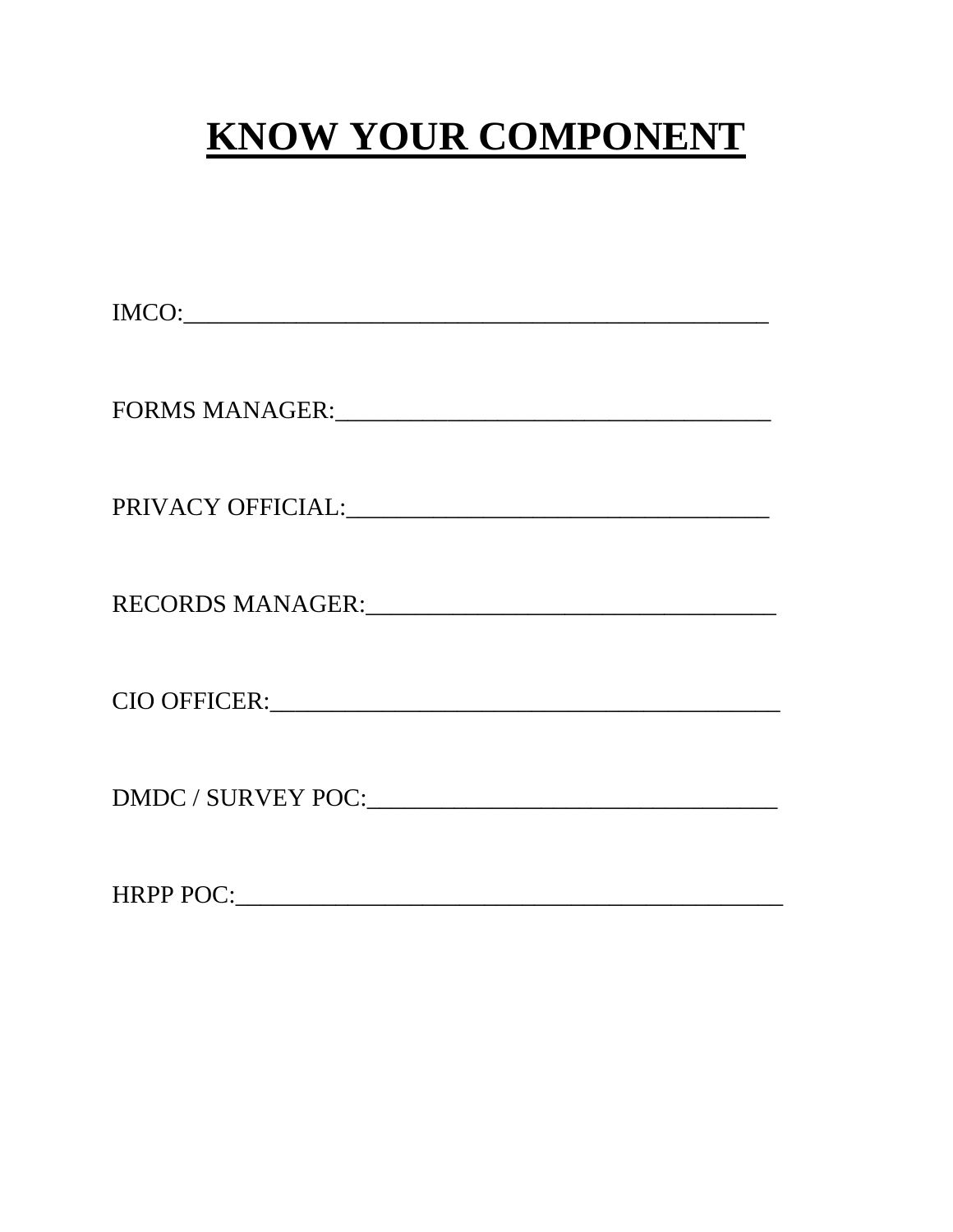# KNOW YOUR COMPONENT

IMCO:_______________________________________________

FORMS MANAGER:__________________________________

PRIVACY OFFICIAL:_________________________________

RECORDS MANAGER:_______________________________

CIO OFFICER:______________________________________

DMDC / SURVEY POC:_______________________________

HRPP POC:_________________________________________